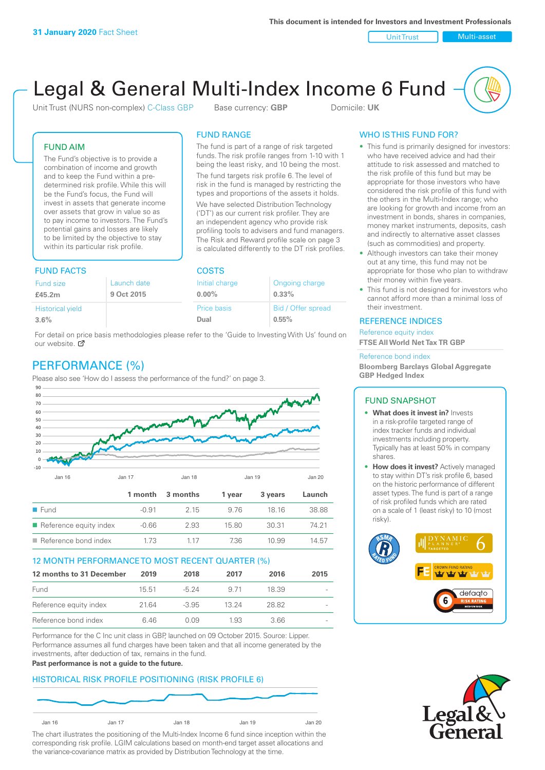31 January 2020 Fact Sheet

This document is intended for Investors and Investment Professionals

Unit Trust | Multi-asset

# Legal & General Multi-Index Income 6 Fund

Unit Trust (NURS non-complex) C-Class GBP    Base currency: **GBP**    Domicile: **UK**

## FUND AIM

The Fund's objective is to provide a combination of income and growth and to keep the Fund within a pre-determined risk profile. While this will be the Fund's focus, the Fund will invest in assets that generate income over assets that grow in value so as to pay income to investors. The Fund's potential gains and losses are likely to be limited by the objective to stay within its particular risk profile.

## FUND RANGE

The fund is part of a range of risk targeted funds. The risk profile ranges from 1-10 with 1 being the least risky, and 10 being the most.

The fund targets risk profile 6. The level of risk in the fund is managed by restricting the types and proportions of the assets it holds.

We have selected Distribution Technology ('DT') as our current risk profiler. They are an independent agency who provide risk profiling tools to advisers and fund managers. The Risk and Reward profile scale on page 3 is calculated differently to the DT risk profiles.

## FUND FACTS

| Fund size | Launch date |
|---|---|
| **£45.2m** | **9 Oct 2015** |
| Historical yield | |
| **3.6%** | |

## COSTS

| Initial charge | Ongoing charge |
|---|---|
| **0.00%** | **0.33%** |
| Price basis | Bid / Offer spread |
| **Dual** | **0.55%** |

For detail on price basis methodologies please refer to the 'Guide to Investing With Us' found on our website.

## WHO IS THIS FUND FOR?

- This fund is primarily designed for investors: who have received advice and had their attitude to risk assessed and matched to the risk profile of this fund but may be appropriate for those investors who have considered the risk profile of this fund with the others in the Multi-Index range; who are looking for growth and income from an investment in bonds, shares in companies, money market instruments, deposits, cash and indirectly to alternative asset classes (such as commodities) and property.
- Although investors can take their money out at any time, this fund may not be appropriate for those who plan to withdraw their money within five years.
- This fund is not designed for investors who cannot afford more than a minimal loss of their investment.

## REFERENCE INDICES

Reference equity index
**FTSE All World Net Tax TR GBP**

Reference bond index
**Bloomberg Barclays Global Aggregate GBP Hedged Index**

## PERFORMANCE (%)

Please also see 'How do I assess the performance of the fund?' on page 3.

| | 1 month | 3 months | 1 year | 3 years | Launch |
|---|---|---|---|---|---|
| Fund | -0.91 | 2.15 | 9.76 | 18.16 | 38.88 |
| Reference equity index | -0.66 | 2.93 | 15.80 | 30.31 | 74.21 |
| Reference bond index | 1.73 | 1.17 | 7.36 | 10.99 | 14.57 |

## 12 MONTH PERFORMANCE TO MOST RECENT QUARTER (%)

| 12 months to 31 December | 2019 | 2018 | 2017 | 2016 | 2015 |
|---|---|---|---|---|---|
| Fund | 15.51 | -5.24 | 9.71 | 18.39 | - |
| Reference equity index | 21.64 | -3.95 | 13.24 | 28.82 | - |
| Reference bond index | 6.46 | 0.09 | 1.93 | 3.66 | - |

Performance for the C Inc unit class in GBP, launched on 09 October 2015. Source: Lipper. Performance assumes all fund charges have been taken and that all income generated by the investments, after deduction of tax, remains in the fund.

**Past performance is not a guide to the future.**

## HISTORICAL RISK PROFILE POSITIONING (RISK PROFILE 6)

The chart illustrates the positioning of the Multi-Index Income 6 fund since inception within the corresponding risk profile. LGIM calculations based on month-end target asset allocations and the variance-covariance matrix as provided by Distribution Technology at the time.

## FUND SNAPSHOT

- **What does it invest in?** Invests in a risk-profile targeted range of index tracker funds and individual investments including property. Typically has at least 50% in company shares.
- **How does it invest?** Actively managed to stay within DT's risk profile 6, based on the historic performance of different asset types. The fund is part of a range of risk profiled funds which are rated on a scale of 1 (least risky) to 10 (most risky).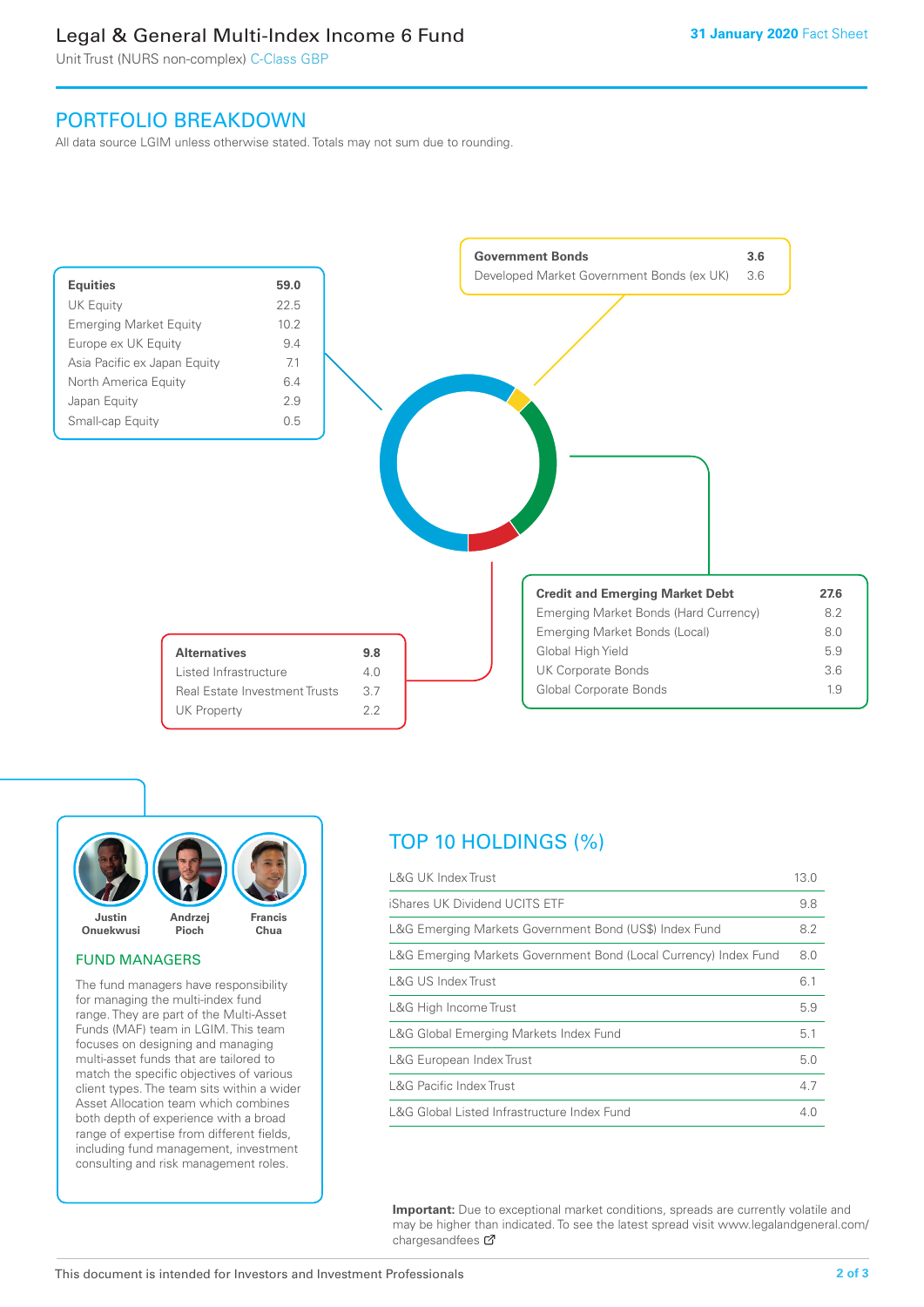# Legal & General Multi-Index Income 6 Fund

Unit Trust (NURS non-complex) C-Class GBP

**31 January 2020** Fact Sheet

## PORTFOLIO BREAKDOWN

All data source LGIM unless otherwise stated. Totals may not sum due to rounding.

| **Equities** | **59.0** |
|---|---|
| UK Equity | 22.5 |
| Emerging Market Equity | 10.2 |
| Europe ex UK Equity | 9.4 |
| Asia Pacific ex Japan Equity | 7.1 |
| North America Equity | 6.4 |
| Japan Equity | 2.9 |
| Small-cap Equity | 0.5 |

| **Government Bonds** | **3.6** |
|---|---|
| Developed Market Government Bonds (ex UK) | 3.6 |

| **Credit and Emerging Market Debt** | **27.6** |
|---|---|
| Emerging Market Bonds (Hard Currency) | 8.2 |
| Emerging Market Bonds (Local) | 8.0 |
| Global High Yield | 5.9 |
| UK Corporate Bonds | 3.6 |
| Global Corporate Bonds | 1.9 |

| **Alternatives** | **9.8** |
|---|---|
| Listed Infrastructure | 4.0 |
| Real Estate Investment Trusts | 3.7 |
| UK Property | 2.2 |

Justin Onuekwusi, Andrzej Pioch, Francis Chua

### FUND MANAGERS

The fund managers have responsibility for managing the multi-index fund range. They are part of the Multi-Asset Funds (MAF) team in LGIM. This team focuses on designing and managing multi-asset funds that are tailored to match the specific objectives of various client types. The team sits within a wider Asset Allocation team which combines both depth of experience with a broad range of expertise from different fields, including fund management, investment consulting and risk management roles.

## TOP 10 HOLDINGS (%)

| Holding | % |
|---|---|
| L&G UK Index Trust | 13.0 |
| iShares UK Dividend UCITS ETF | 9.8 |
| L&G Emerging Markets Government Bond (US$) Index Fund | 8.2 |
| L&G Emerging Markets Government Bond (Local Currency) Index Fund | 8.0 |
| L&G US Index Trust | 6.1 |
| L&G High Income Trust | 5.9 |
| L&G Global Emerging Markets Index Fund | 5.1 |
| L&G European Index Trust | 5.0 |
| L&G Pacific Index Trust | 4.7 |
| L&G Global Listed Infrastructure Index Fund | 4.0 |

**Important:** Due to exceptional market conditions, spreads are currently volatile and may be higher than indicated. To see the latest spread visit www.legalandgeneral.com/chargesandfees

This document is intended for Investors and Investment Professionals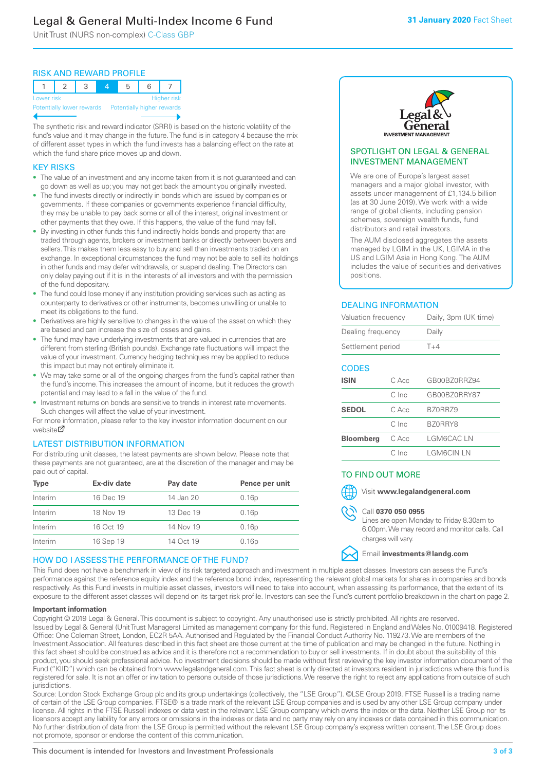# Legal & General Multi-Index Income 6 Fund

Unit Trust (NURS non-complex) C-Class GBP

31 January 2020 Fact Sheet

## RISK AND REWARD PROFILE

| 1 | 2 | 3 | 4 | 5 | 6 | 7 |
|---|---|---|---|---|---|---|

Lower risk — Higher risk

Potentially lower rewards — Potentially higher rewards

The synthetic risk and reward indicator (SRRI) is based on the historic volatility of the fund's value and it may change in the future. The fund is in category 4 because the mix of different asset types in which the fund invests has a balancing effect on the rate at which the fund share price moves up and down.

## KEY RISKS

- The value of an investment and any income taken from it is not guaranteed and can go down as well as up; you may not get back the amount you originally invested.
- The fund invests directly or indirectly in bonds which are issued by companies or governments. If these companies or governments experience financial difficulty, they may be unable to pay back some or all of the interest, original investment or other payments that they owe. If this happens, the value of the fund may fall.
- By investing in other funds this fund indirectly holds bonds and property that are traded through agents, brokers or investment banks or directly between buyers and sellers. This makes them less easy to buy and sell than investments traded on an exchange. In exceptional circumstances the fund may not be able to sell its holdings in other funds and may defer withdrawals, or suspend dealing. The Directors can only delay paying out if it is in the interests of all investors and with the permission of the fund depositary.
- The fund could lose money if any institution providing services such as acting as counterparty to derivatives or other instruments, becomes unwilling or unable to meet its obligations to the fund.
- Derivatives are highly sensitive to changes in the value of the asset on which they are based and can increase the size of losses and gains.
- The fund may have underlying investments that are valued in currencies that are different from sterling (British pounds). Exchange rate fluctuations will impact the value of your investment. Currency hedging techniques may be applied to reduce this impact but may not entirely eliminate it.
- We may take some or all of the ongoing charges from the fund's capital rather than the fund's income. This increases the amount of income, but it reduces the growth potential and may lead to a fall in the value of the fund.
- Investment returns on bonds are sensitive to trends in interest rate movements. Such changes will affect the value of your investment.

For more information, please refer to the key investor information document on our website

## LATEST DISTRIBUTION INFORMATION

For distributing unit classes, the latest payments are shown below. Please note that these payments are not guaranteed, are at the discretion of the manager and may be paid out of capital.

| Type | Ex-div date | Pay date | Pence per unit |
|---|---|---|---|
| Interim | 16 Dec 19 | 14 Jan 20 | 0.16p |
| Interim | 18 Nov 19 | 13 Dec 19 | 0.16p |
| Interim | 16 Oct 19 | 14 Nov 19 | 0.16p |
| Interim | 16 Sep 19 | 14 Oct 19 | 0.16p |

## SPOTLIGHT ON LEGAL & GENERAL INVESTMENT MANAGEMENT

We are one of Europe's largest asset managers and a major global investor, with assets under management of £1,134.5 billion (as at 30 June 2019). We work with a wide range of global clients, including pension schemes, sovereign wealth funds, fund distributors and retail investors.

The AUM disclosed aggregates the assets managed by LGIM in the UK, LGIMA in the US and LGIM Asia in Hong Kong. The AUM includes the value of securities and derivatives positions.

## DEALING INFORMATION

| | |
|---|---|
| Valuation frequency | Daily, 3pm (UK time) |
| Dealing frequency | Daily |
| Settlement period | T+4 |

## CODES

| | | |
|---|---|---|
| **ISIN** | C Acc | GB00BZ0RRZ94 |
| | C Inc | GB00BZ0RRY87 |
| **SEDOL** | C Acc | BZ0RRZ9 |
| | C Inc | BZ0RRY8 |
| **Bloomberg** | C Acc | LGM6CAC LN |
| | C Inc | LGM6CIN LN |

## TO FIND OUT MORE

Visit **www.legalandgeneral.com**

Call **0370 050 0955**
Lines are open Monday to Friday 8.30am to 6.00pm. We may record and monitor calls. Call charges will vary.

Email **investments@landg.com**

## HOW DO I ASSESS THE PERFORMANCE OF THE FUND?

This Fund does not have a benchmark in view of its risk targeted approach and investment in multiple asset classes. Investors can assess the Fund's performance against the reference equity index and the reference bond index, representing the relevant global markets for shares in companies and bonds respectively. As this Fund invests in multiple asset classes, investors will need to take into account, when assessing its performance, that the extent of its exposure to the different asset classes will depend on its target risk profile. Investors can see the Fund's current portfolio breakdown in the chart on page 2.

### Important information

Copyright © 2019 Legal & General. This document is subject to copyright. Any unauthorised use is strictly prohibited. All rights are reserved.

Issued by Legal & General (Unit Trust Managers) Limited as management company for this fund. Registered in England and Wales No. 01009418. Registered Office: One Coleman Street, London, EC2R 5AA. Authorised and Regulated by the Financial Conduct Authority No. 119273. We are members of the Investment Association. All features described in this fact sheet are those current at the time of publication and may be changed in the future. Nothing in this fact sheet should be construed as advice and it is therefore not a recommendation to buy or sell investments. If in doubt about the suitability of this product, you should seek professional advice. No investment decisions should be made without first reviewing the key investor information document of the Fund ("KIID") which can be obtained from www.legalandgeneral.com. This fact sheet is only directed at investors resident in jurisdictions where this fund is registered for sale. It is not an offer or invitation to persons outside of those jurisdictions. We reserve the right to reject any applications from outside of such jurisdictions.

Source: London Stock Exchange Group plc and its group undertakings (collectively, the "LSE Group"). ©LSE Group 2019. FTSE Russell is a trading name of certain of the LSE Group companies. FTSE® is a trade mark of the relevant LSE Group companies and is used by any other LSE Group company under license. All rights in the FTSE Russell indexes or data vest in the relevant LSE Group company which owns the index or the data. Neither LSE Group nor its licensors accept any liability for any errors or omissions in the indexes or data and no party may rely on any indexes or data contained in this communication. No further distribution of data from the LSE Group is permitted without the relevant LSE Group company's express written consent. The LSE Group does not promote, sponsor or endorse the content of this communication.

This document is intended for Investors and Investment Professionals